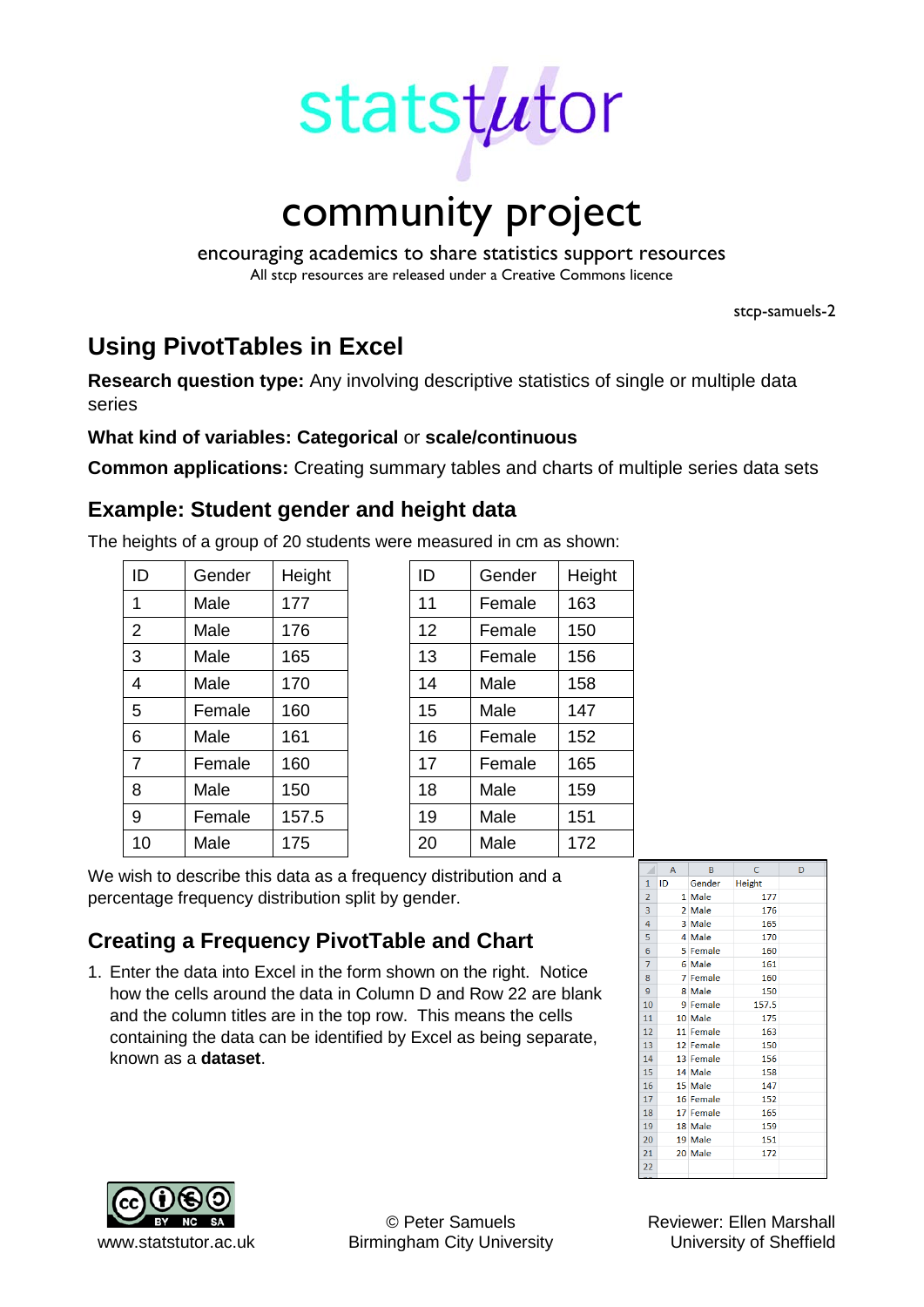statstutor

# community project

encouraging academics to share statistics support resources

All stcp resources are released under a Creative Commons licence

stcp-samuels-2

## Using PivotTables in Excel

**Research question type:** Any involving descriptive statistics of single or multiple data series

**What kind of variables: Categorical** or **scale/continuous**

**Common applications:** Creating summary tables and charts of multiple series data sets

### Example: Student gender and height data

The heights of a group of 20 students were measured in cm as shown:

| ID | Gender | Height |
|---|---|---|
| 1 | Male | 177 |
| 2 | Male | 176 |
| 3 | Male | 165 |
| 4 | Male | 170 |
| 5 | Female | 160 |
| 6 | Male | 161 |
| 7 | Female | 160 |
| 8 | Male | 150 |
| 9 | Female | 157.5 |
| 10 | Male | 175 |

| ID | Gender | Height |
|---|---|---|
| 11 | Female | 163 |
| 12 | Female | 150 |
| 13 | Female | 156 |
| 14 | Male | 158 |
| 15 | Male | 147 |
| 16 | Female | 152 |
| 17 | Female | 165 |
| 18 | Male | 159 |
| 19 | Male | 151 |
| 20 | Male | 172 |

We wish to describe this data as a frequency distribution and a percentage frequency distribution split by gender.

### Creating a Frequency PivotTable and Chart

1. Enter the data into Excel in the form shown on the right. Notice how the cells around the data in Column D and Row 22 are blank and the column titles are in the top row. This means the cells containing the data can be identified by Excel as being separate, known as a **dataset**.

| | A | B | C | D |
|---|---|---|---|---|
| 1 | ID | Gender | Height | |
| 2 | 1 | Male | 177 | |
| 3 | 2 | Male | 176 | |
| 4 | 3 | Male | 165 | |
| 5 | 4 | Male | 170 | |
| 6 | 5 | Female | 160 | |
| 7 | 6 | Male | 161 | |
| 8 | 7 | Female | 160 | |
| 9 | 8 | Male | 150 | |
| 10 | 9 | Female | 157.5 | |
| 11 | 10 | Male | 175 | |
| 12 | 11 | Female | 163 | |
| 13 | 12 | Female | 150 | |
| 14 | 13 | Female | 156 | |
| 15 | 14 | Male | 158 | |
| 16 | 15 | Male | 147 | |
| 17 | 16 | Female | 152 | |
| 18 | 17 | Female | 165 | |
| 19 | 18 | Male | 159 | |
| 20 | 19 | Male | 151 | |
| 21 | 20 | Male | 172 | |
| 22 | | | | |

www.statstutor.ac.uk

© Peter Samuels
Birmingham City University

Reviewer: Ellen Marshall
University of Sheffield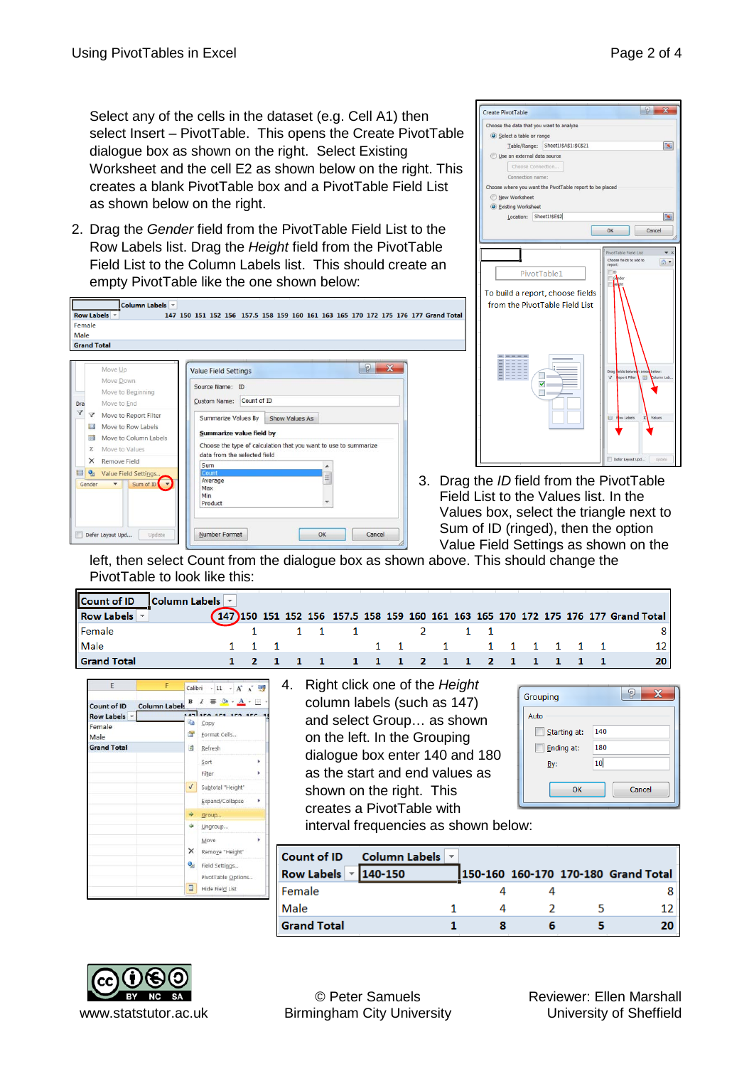Select any of the cells in the dataset (e.g. Cell A1) then select Insert – PivotTable. This opens the Create PivotTable dialogue box as shown on the right. Select Existing Worksheet and the cell E2 as shown below on the right. This creates a blank PivotTable box and a PivotTable Field List as shown below on the right.

2. Drag the *Gender* field from the PivotTable Field List to the Row Labels list. Drag the *Height* field from the PivotTable Field List to the Column Labels list. This should create an empty PivotTable like the one shown below:

3. Drag the *ID* field from the PivotTable Field List to the Values list. In the Values box, select the triangle next to Sum of ID (ringed), then the option Value Field Settings as shown on the left, then select Count from the dialogue box as shown above. This should change the PivotTable to look like this:

| Count of ID | Column Labels | | | | | | | | | | | | | | | | | |
|---|---|---|---|---|---|---|---|---|---|---|---|---|---|---|---|---|---|---|
| Row Labels | 147 | 150 | 151 | 152 | 156 | 157.5 | 158 | 159 | 160 | 161 | 163 | 165 | 170 | 172 | 175 | 176 | 177 | Grand Total |
| Female | | 1 | | 1 | 1 | 1 | | | 2 | | 1 | 1 | | | | | | 8 |
| Male | 1 | 1 | 1 | | | | 1 | 1 | | 1 | | 1 | 1 | 1 | 1 | 1 | 1 | 12 |
| Grand Total | 1 | 2 | 1 | 1 | 1 | 1 | 1 | 1 | 2 | 1 | 1 | 2 | 1 | 1 | 1 | 1 | 1 | 20 |

4. Right click one of the *Height* column labels (such as 147) and select Group… as shown on the left. In the Grouping dialogue box enter 140 and 180 as the start and end values as shown on the right. This creates a PivotTable with interval frequencies as shown below:

| Count of ID | Column Labels | | | | |
|---|---|---|---|---|---|
| Row Labels | 140-150 | 150-160 | 160-170 | 170-180 | Grand Total |
| Female | | 4 | 4 | | 8 |
| Male | 1 | 4 | 2 | 5 | 12 |
| Grand Total | 1 | 8 | 6 | 5 | 20 |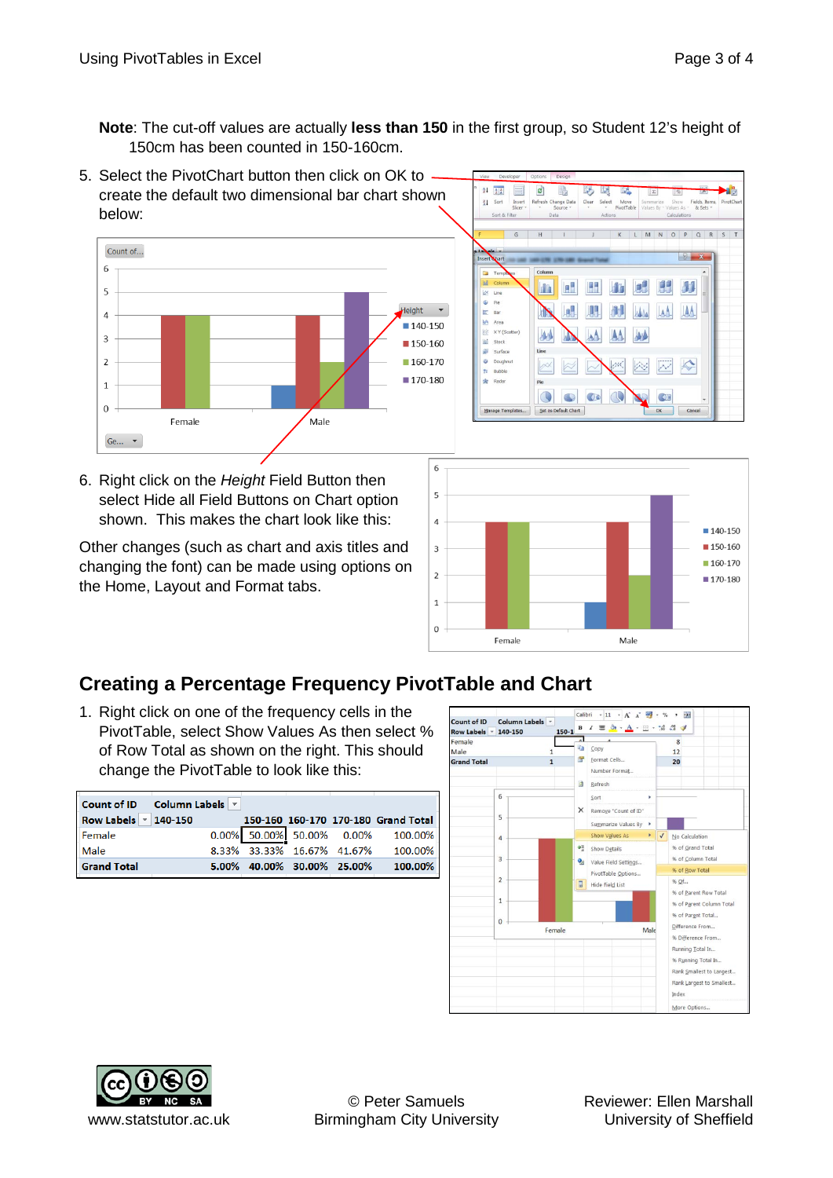**Note**: The cut-off values are actually **less than 150** in the first group, so Student 12's height of 150cm has been counted in 150-160cm.

5. Select the PivotChart button then click on OK to create the default two dimensional bar chart shown below:

6. Right click on the *Height* Field Button then select Hide all Field Buttons on Chart option shown. This makes the chart look like this:

Other changes (such as chart and axis titles and changing the font) can be made using options on the Home, Layout and Format tabs.

## Creating a Percentage Frequency PivotTable and Chart

1. Right click on one of the frequency cells in the PivotTable, select Show Values As then select % of Row Total as shown on the right. This should change the PivotTable to look like this:

| Count of ID | Column Labels | | | | |
|---|---|---|---|---|---|
| Row Labels | 140-150 | 150-160 | 160-170 | 170-180 | Grand Total |
| Female | 0.00% | 50.00% | 50.00% | 0.00% | 100.00% |
| Male | 8.33% | 33.33% | 16.67% | 41.67% | 100.00% |
| **Grand Total** | **5.00%** | **40.00%** | **30.00%** | **25.00%** | **100.00%** |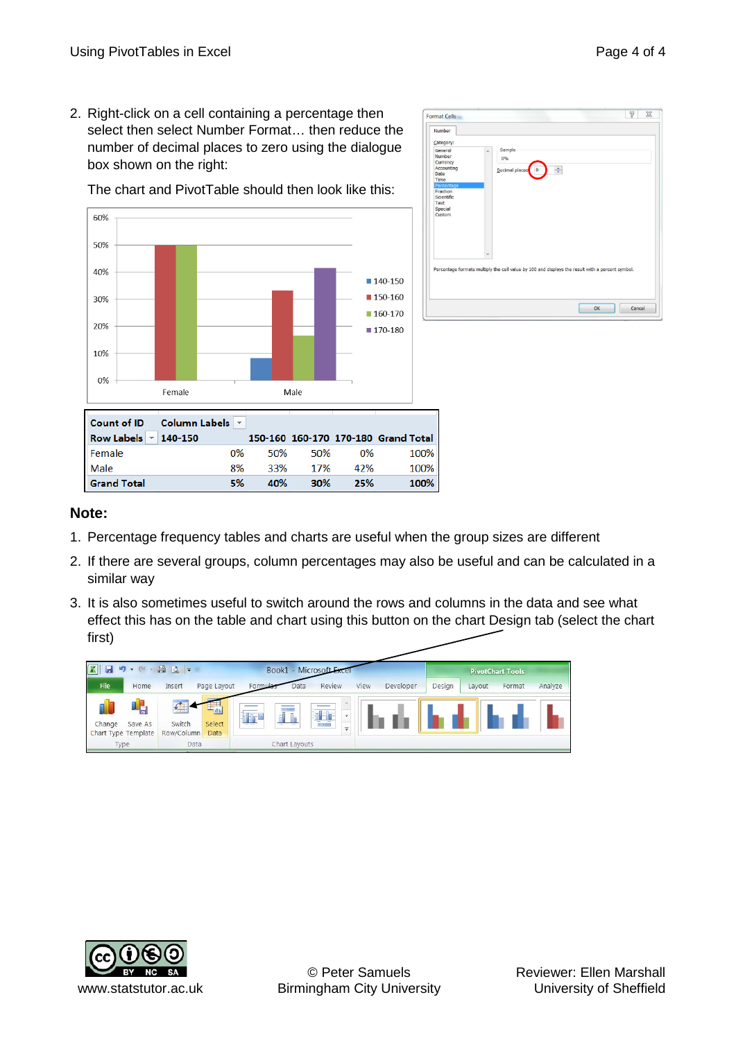2. Right-click on a cell containing a percentage then select then select Number Format… then reduce the number of decimal places to zero using the dialogue box shown on the right:

   The chart and PivotTable should then look like this:

60%
50%
40%
30%
20%
10%
0%
Female
Male
140-150
150-160
160-170
170-180

| Count of ID | Column Labels | | | | |
|---|---|---|---|---|---|
| Row Labels | 140-150 | 150-160 | 160-170 | 170-180 | Grand Total |
| Female | 0% | 50% | 50% | 0% | 100% |
| Male | 8% | 33% | 17% | 42% | 100% |
| Grand Total | 5% | 40% | 30% | 25% | 100% |

**Note:**

1. Percentage frequency tables and charts are useful when the group sizes are different
2. If there are several groups, column percentages may also be useful and can be calculated in a similar way
3. It is also sometimes useful to switch around the rows and columns in the data and see what effect this has on the table and chart using this button on the chart Design tab (select the chart first)

www.statstutor.ac.uk

© Peter Samuels
Birmingham City University

Reviewer: Ellen Marshall
University of Sheffield